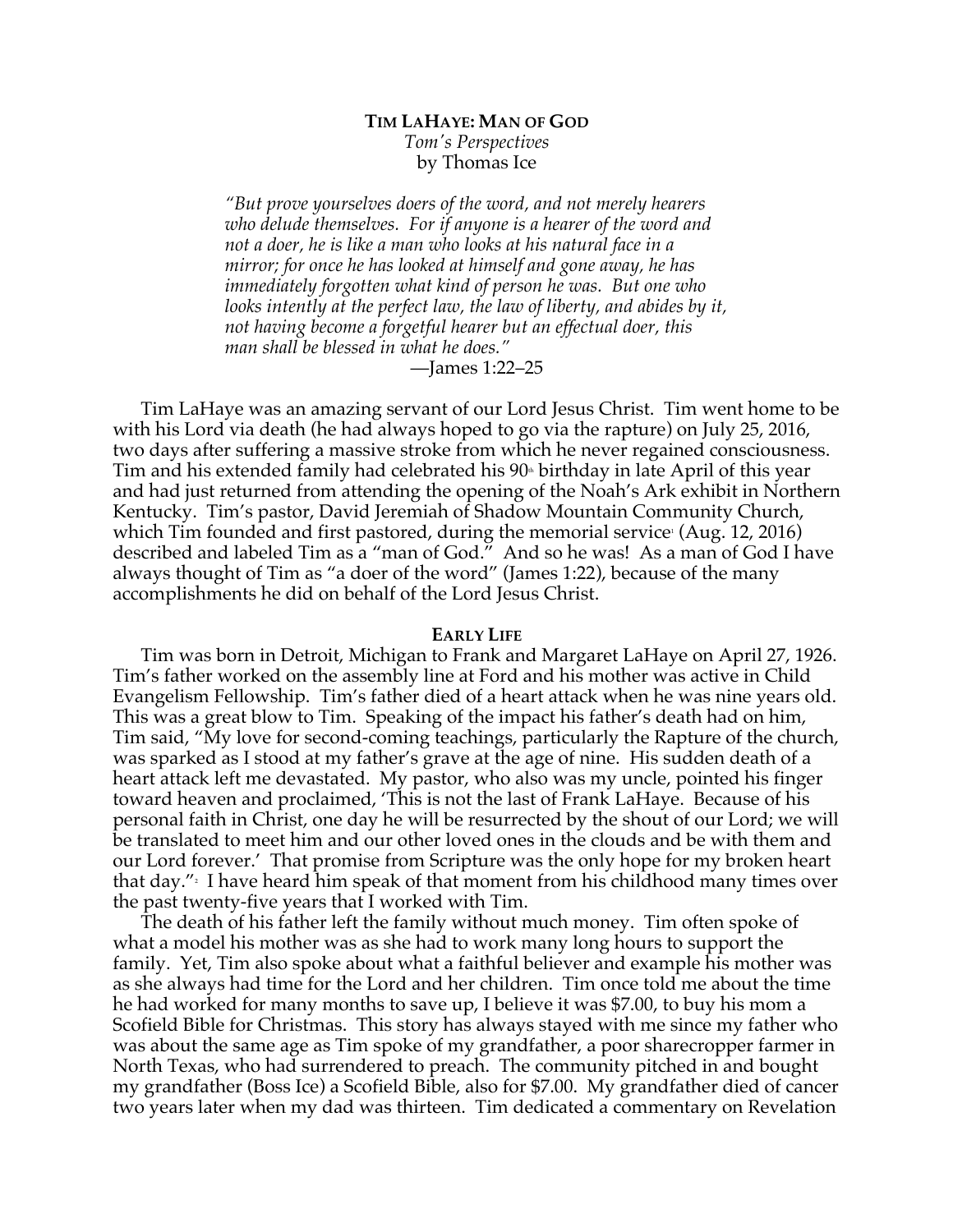# Tim LaHaye: Man of God

*Tom's Perspectives*

by Thomas Ice

> *"But prove yourselves doers of the word, and not merely hearers who delude themselves. For if anyone is a hearer of the word and not a doer, he is like a man who looks at his natural face in a mirror; for once he has looked at himself and gone away, he has immediately forgotten what kind of person he was. But one who looks intently at the perfect law, the law of liberty, and abides by it, not having become a forgetful hearer but an effectual doer, this man shall be blessed in what he does."*
>
> —James 1:22–25

Tim LaHaye was an amazing servant of our Lord Jesus Christ. Tim went home to be with his Lord via death (he had always hoped to go via the rapture) on July 25, 2016, two days after suffering a massive stroke from which he never regained consciousness. Tim and his extended family had celebrated his 90th birthday in late April of this year and had just returned from attending the opening of the Noah's Ark exhibit in Northern Kentucky. Tim's pastor, David Jeremiah of Shadow Mountain Community Church, which Tim founded and first pastored, during the memorial service[1] (Aug. 12, 2016) described and labeled Tim as a "man of God." And so he was! As a man of God I have always thought of Tim as "a doer of the word" (James 1:22), because of the many accomplishments he did on behalf of the Lord Jesus Christ.

## Early Life

Tim was born in Detroit, Michigan to Frank and Margaret LaHaye on April 27, 1926. Tim's father worked on the assembly line at Ford and his mother was active in Child Evangelism Fellowship. Tim's father died of a heart attack when he was nine years old. This was a great blow to Tim. Speaking of the impact his father's death had on him, Tim said, "My love for second-coming teachings, particularly the Rapture of the church, was sparked as I stood at my father's grave at the age of nine. His sudden death of a heart attack left me devastated. My pastor, who also was my uncle, pointed his finger toward heaven and proclaimed, 'This is not the last of Frank LaHaye. Because of his personal faith in Christ, one day he will be resurrected by the shout of our Lord; we will be translated to meet him and our other loved ones in the clouds and be with them and our Lord forever.' That promise from Scripture was the only hope for my broken heart that day."[2] I have heard him speak of that moment from his childhood many times over the past twenty-five years that I worked with Tim.

The death of his father left the family without much money. Tim often spoke of what a model his mother was as she had to work many long hours to support the family. Yet, Tim also spoke about what a faithful believer and example his mother was as she always had time for the Lord and her children. Tim once told me about the time he had worked for many months to save up, I believe it was $7.00, to buy his mom a Scofield Bible for Christmas. This story has always stayed with me since my father who was about the same age as Tim spoke of my grandfather, a poor sharecropper farmer in North Texas, who had surrendered to preach. The community pitched in and bought my grandfather (Boss Ice) a Scofield Bible, also for $7.00. My grandfather died of cancer two years later when my dad was thirteen. Tim dedicated a commentary on Revelation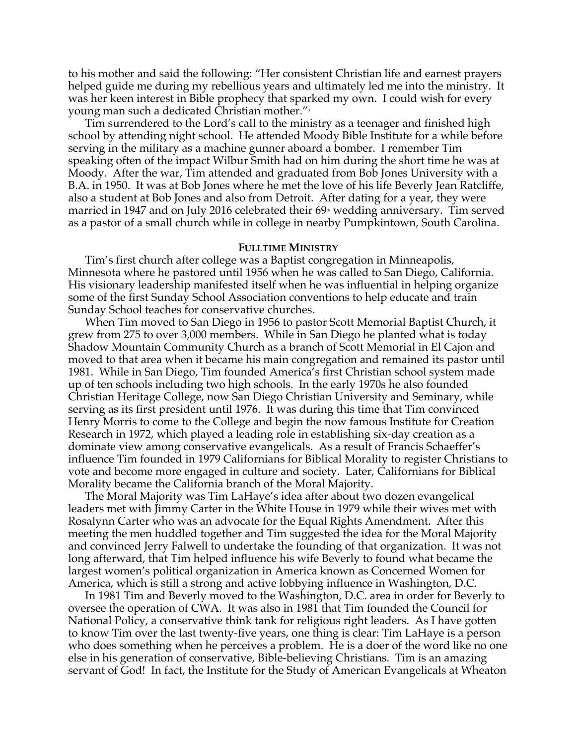to his mother and said the following: "Her consistent Christian life and earnest prayers helped guide me during my rebellious years and ultimately led me into the ministry. It was her keen interest in Bible prophecy that sparked my own. I could wish for every young man such a dedicated Christian mother."[3]

Tim surrendered to the Lord's call to the ministry as a teenager and finished high school by attending night school. He attended Moody Bible Institute for a while before serving in the military as a machine gunner aboard a bomber. I remember Tim speaking often of the impact Wilbur Smith had on him during the short time he was at Moody. After the war, Tim attended and graduated from Bob Jones University with a B.A. in 1950. It was at Bob Jones where he met the love of his life Beverly Jean Ratcliffe, also a student at Bob Jones and also from Detroit. After dating for a year, they were married in 1947 and on July 2016 celebrated their 69th wedding anniversary. Tim served as a pastor of a small church while in college in nearby Pumpkintown, South Carolina.

### FULLTIME MINISTRY

Tim's first church after college was a Baptist congregation in Minneapolis, Minnesota where he pastored until 1956 when he was called to San Diego, California. His visionary leadership manifested itself when he was influential in helping organize some of the first Sunday School Association conventions to help educate and train Sunday School teaches for conservative churches.

When Tim moved to San Diego in 1956 to pastor Scott Memorial Baptist Church, it grew from 275 to over 3,000 members. While in San Diego he planted what is today Shadow Mountain Community Church as a branch of Scott Memorial in El Cajon and moved to that area when it became his main congregation and remained its pastor until 1981. While in San Diego, Tim founded America's first Christian school system made up of ten schools including two high schools. In the early 1970s he also founded Christian Heritage College, now San Diego Christian University and Seminary, while serving as its first president until 1976. It was during this time that Tim convinced Henry Morris to come to the College and begin the now famous Institute for Creation Research in 1972, which played a leading role in establishing six-day creation as a dominate view among conservative evangelicals. As a result of Francis Schaeffer's influence Tim founded in 1979 Californians for Biblical Morality to register Christians to vote and become more engaged in culture and society. Later, Californians for Biblical Morality became the California branch of the Moral Majority.

The Moral Majority was Tim LaHaye's idea after about two dozen evangelical leaders met with Jimmy Carter in the White House in 1979 while their wives met with Rosalynn Carter who was an advocate for the Equal Rights Amendment. After this meeting the men huddled together and Tim suggested the idea for the Moral Majority and convinced Jerry Falwell to undertake the founding of that organization. It was not long afterward, that Tim helped influence his wife Beverly to found what became the largest women's political organization in America known as Concerned Women for America, which is still a strong and active lobbying influence in Washington, D.C.

In 1981 Tim and Beverly moved to the Washington, D.C. area in order for Beverly to oversee the operation of CWA. It was also in 1981 that Tim founded the Council for National Policy, a conservative think tank for religious right leaders. As I have gotten to know Tim over the last twenty-five years, one thing is clear: Tim LaHaye is a person who does something when he perceives a problem. He is a doer of the word like no one else in his generation of conservative, Bible-believing Christians. Tim is an amazing servant of God! In fact, the Institute for the Study of American Evangelicals at Wheaton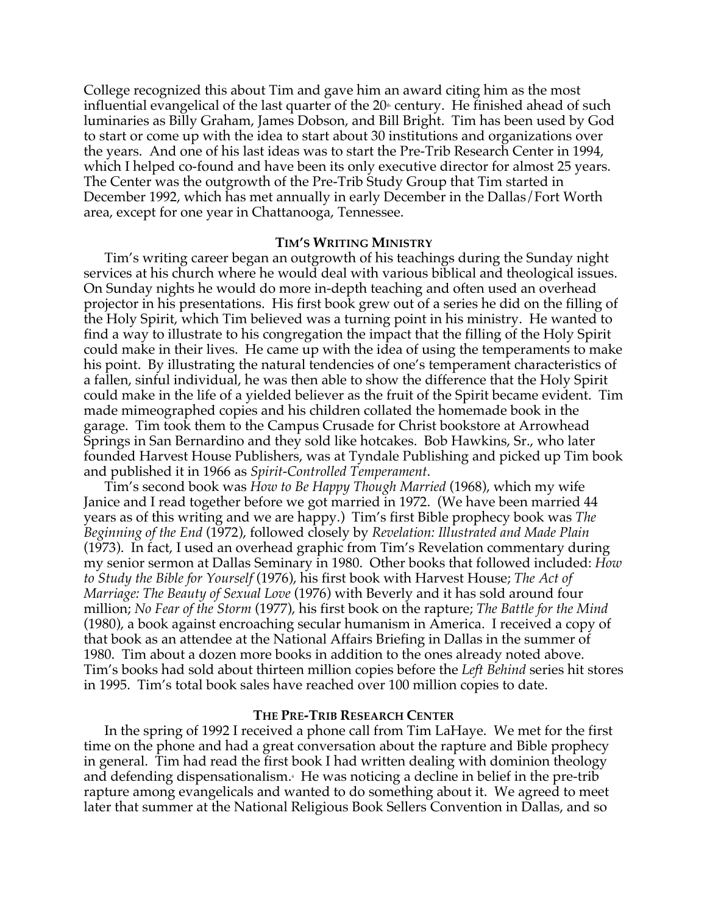College recognized this about Tim and gave him an award citing him as the most influential evangelical of the last quarter of the 20th century. He finished ahead of such luminaries as Billy Graham, James Dobson, and Bill Bright. Tim has been used by God to start or come up with the idea to start about 30 institutions and organizations over the years. And one of his last ideas was to start the Pre-Trib Research Center in 1994, which I helped co-found and have been its only executive director for almost 25 years. The Center was the outgrowth of the Pre-Trib Study Group that Tim started in December 1992, which has met annually in early December in the Dallas/Fort Worth area, except for one year in Chattanooga, Tennessee.

### TIM'S WRITING MINISTRY

Tim's writing career began an outgrowth of his teachings during the Sunday night services at his church where he would deal with various biblical and theological issues. On Sunday nights he would do more in-depth teaching and often used an overhead projector in his presentations. His first book grew out of a series he did on the filling of the Holy Spirit, which Tim believed was a turning point in his ministry. He wanted to find a way to illustrate to his congregation the impact that the filling of the Holy Spirit could make in their lives. He came up with the idea of using the temperaments to make his point. By illustrating the natural tendencies of one's temperament characteristics of a fallen, sinful individual, he was then able to show the difference that the Holy Spirit could make in the life of a yielded believer as the fruit of the Spirit became evident. Tim made mimeographed copies and his children collated the homemade book in the garage. Tim took them to the Campus Crusade for Christ bookstore at Arrowhead Springs in San Bernardino and they sold like hotcakes. Bob Hawkins, Sr., who later founded Harvest House Publishers, was at Tyndale Publishing and picked up Tim book and published it in 1966 as *Spirit-Controlled Temperament*.

Tim's second book was *How to Be Happy Though Married* (1968), which my wife Janice and I read together before we got married in 1972. (We have been married 44 years as of this writing and we are happy.) Tim's first Bible prophecy book was *The Beginning of the End* (1972), followed closely by *Revelation: Illustrated and Made Plain* (1973). In fact, I used an overhead graphic from Tim's Revelation commentary during my senior sermon at Dallas Seminary in 1980. Other books that followed included: *How to Study the Bible for Yourself* (1976), his first book with Harvest House; *The Act of Marriage: The Beauty of Sexual Love* (1976) with Beverly and it has sold around four million; *No Fear of the Storm* (1977), his first book on the rapture; *The Battle for the Mind* (1980), a book against encroaching secular humanism in America. I received a copy of that book as an attendee at the National Affairs Briefing in Dallas in the summer of 1980. Tim about a dozen more books in addition to the ones already noted above. Tim's books had sold about thirteen million copies before the *Left Behind* series hit stores in 1995. Tim's total book sales have reached over 100 million copies to date.

### THE PRE-TRIB RESEARCH CENTER

In the spring of 1992 I received a phone call from Tim LaHaye. We met for the first time on the phone and had a great conversation about the rapture and Bible prophecy in general. Tim had read the first book I had written dealing with dominion theology and defending dispensationalism.[4] He was noticing a decline in belief in the pre-trib rapture among evangelicals and wanted to do something about it. We agreed to meet later that summer at the National Religious Book Sellers Convention in Dallas, and so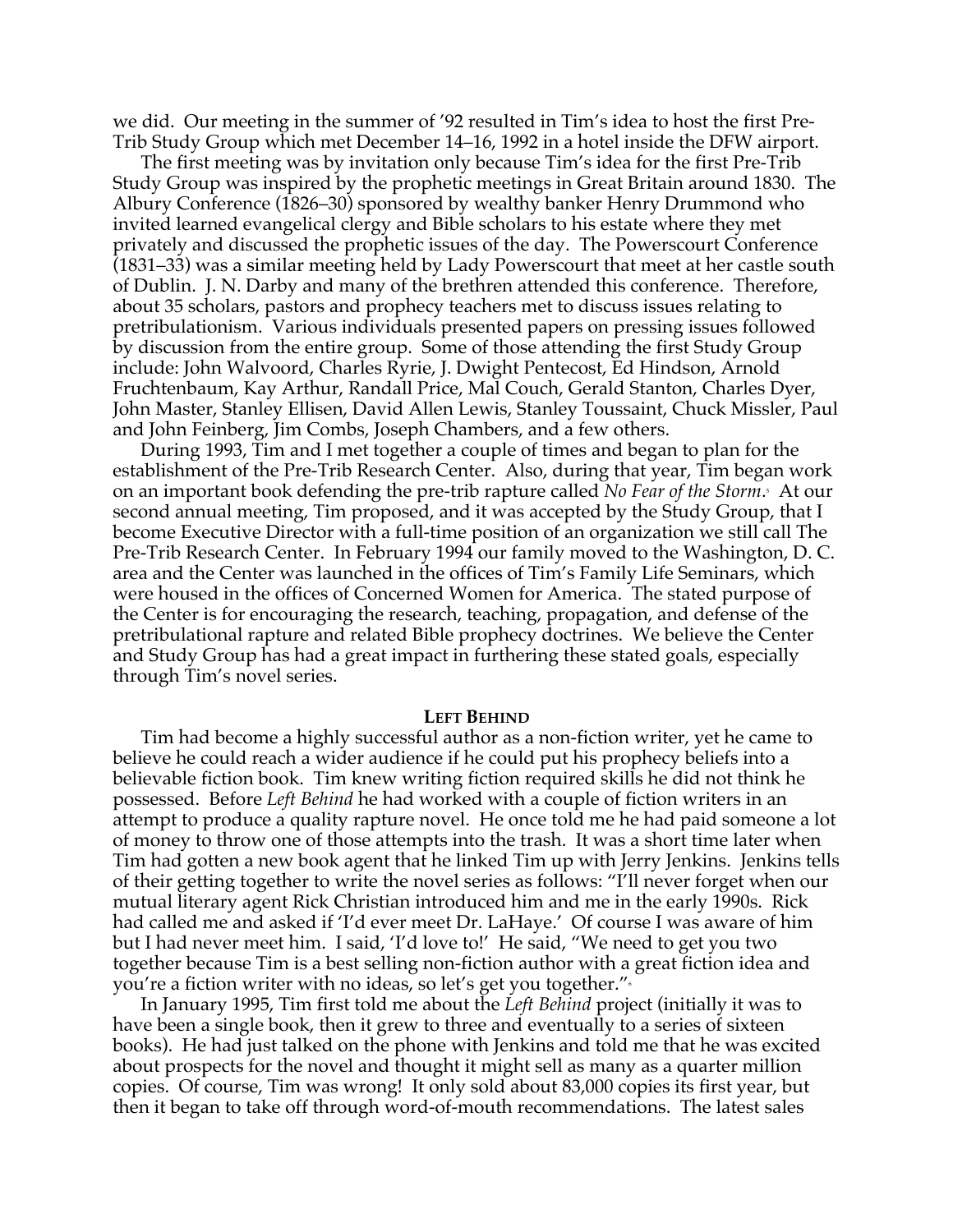we did. Our meeting in the summer of '92 resulted in Tim's idea to host the first Pre-Trib Study Group which met December 14–16, 1992 in a hotel inside the DFW airport.

The first meeting was by invitation only because Tim's idea for the first Pre-Trib Study Group was inspired by the prophetic meetings in Great Britain around 1830. The Albury Conference (1826–30) sponsored by wealthy banker Henry Drummond who invited learned evangelical clergy and Bible scholars to his estate where they met privately and discussed the prophetic issues of the day. The Powerscourt Conference (1831–33) was a similar meeting held by Lady Powerscourt that meet at her castle south of Dublin. J. N. Darby and many of the brethren attended this conference. Therefore, about 35 scholars, pastors and prophecy teachers met to discuss issues relating to pretribulationism. Various individuals presented papers on pressing issues followed by discussion from the entire group. Some of those attending the first Study Group include: John Walvoord, Charles Ryrie, J. Dwight Pentecost, Ed Hindson, Arnold Fruchtenbaum, Kay Arthur, Randall Price, Mal Couch, Gerald Stanton, Charles Dyer, John Master, Stanley Ellisen, David Allen Lewis, Stanley Toussaint, Chuck Missler, Paul and John Feinberg, Jim Combs, Joseph Chambers, and a few others.

During 1993, Tim and I met together a couple of times and began to plan for the establishment of the Pre-Trib Research Center. Also, during that year, Tim began work on an important book defending the pre-trib rapture called *No Fear of the Storm*.[5] At our second annual meeting, Tim proposed, and it was accepted by the Study Group, that I become Executive Director with a full-time position of an organization we still call The Pre-Trib Research Center. In February 1994 our family moved to the Washington, D. C. area and the Center was launched in the offices of Tim's Family Life Seminars, which were housed in the offices of Concerned Women for America. The stated purpose of the Center is for encouraging the research, teaching, propagation, and defense of the pretribulational rapture and related Bible prophecy doctrines. We believe the Center and Study Group has had a great impact in furthering these stated goals, especially through Tim's novel series.

## LEFT BEHIND

Tim had become a highly successful author as a non-fiction writer, yet he came to believe he could reach a wider audience if he could put his prophecy beliefs into a believable fiction book. Tim knew writing fiction required skills he did not think he possessed. Before *Left Behind* he had worked with a couple of fiction writers in an attempt to produce a quality rapture novel. He once told me he had paid someone a lot of money to throw one of those attempts into the trash. It was a short time later when Tim had gotten a new book agent that he linked Tim up with Jerry Jenkins. Jenkins tells of their getting together to write the novel series as follows: "I'll never forget when our mutual literary agent Rick Christian introduced him and me in the early 1990s. Rick had called me and asked if 'I'd ever meet Dr. LaHaye.' Of course I was aware of him but I had never meet him. I said, 'I'd love to!' He said, "We need to get you two together because Tim is a best selling non-fiction author with a great fiction idea and you're a fiction writer with no ideas, so let's get you together."[6]

In January 1995, Tim first told me about the *Left Behind* project (initially it was to have been a single book, then it grew to three and eventually to a series of sixteen books). He had just talked on the phone with Jenkins and told me that he was excited about prospects for the novel and thought it might sell as many as a quarter million copies. Of course, Tim was wrong! It only sold about 83,000 copies its first year, but then it began to take off through word-of-mouth recommendations. The latest sales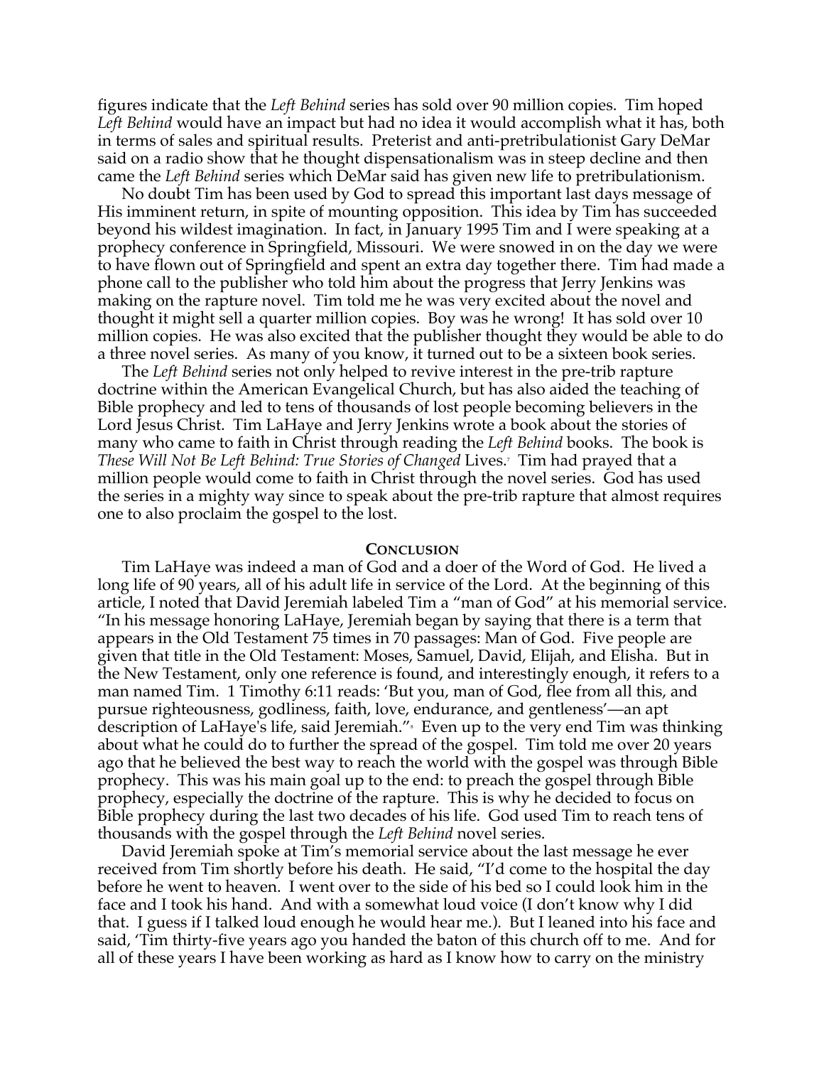figures indicate that the *Left Behind* series has sold over 90 million copies. Tim hoped *Left Behind* would have an impact but had no idea it would accomplish what it has, both in terms of sales and spiritual results. Preterist and anti-pretribulationist Gary DeMar said on a radio show that he thought dispensationalism was in steep decline and then came the *Left Behind* series which DeMar said has given new life to pretribulationism.

No doubt Tim has been used by God to spread this important last days message of His imminent return, in spite of mounting opposition. This idea by Tim has succeeded beyond his wildest imagination. In fact, in January 1995 Tim and I were speaking at a prophecy conference in Springfield, Missouri. We were snowed in on the day we were to have flown out of Springfield and spent an extra day together there. Tim had made a phone call to the publisher who told him about the progress that Jerry Jenkins was making on the rapture novel. Tim told me he was very excited about the novel and thought it might sell a quarter million copies. Boy was he wrong! It has sold over 10 million copies. He was also excited that the publisher thought they would be able to do a three novel series. As many of you know, it turned out to be a sixteen book series.

The *Left Behind* series not only helped to revive interest in the pre-trib rapture doctrine within the American Evangelical Church, but has also aided the teaching of Bible prophecy and led to tens of thousands of lost people becoming believers in the Lord Jesus Christ. Tim LaHaye and Jerry Jenkins wrote a book about the stories of many who came to faith in Christ through reading the *Left Behind* books. The book is *These Will Not Be Left Behind: True Stories of Changed* Lives.[7] Tim had prayed that a million people would come to faith in Christ through the novel series. God has used the series in a mighty way since to speak about the pre-trib rapture that almost requires one to also proclaim the gospel to the lost.

## CONCLUSION

Tim LaHaye was indeed a man of God and a doer of the Word of God. He lived a long life of 90 years, all of his adult life in service of the Lord. At the beginning of this article, I noted that David Jeremiah labeled Tim a "man of God" at his memorial service. "In his message honoring LaHaye, Jeremiah began by saying that there is a term that appears in the Old Testament 75 times in 70 passages: Man of God. Five people are given that title in the Old Testament: Moses, Samuel, David, Elijah, and Elisha. But in the New Testament, only one reference is found, and interestingly enough, it refers to a man named Tim. 1 Timothy 6:11 reads: 'But you, man of God, flee from all this, and pursue righteousness, godliness, faith, love, endurance, and gentleness'—an apt description of LaHaye's life, said Jeremiah."[8] Even up to the very end Tim was thinking about what he could do to further the spread of the gospel. Tim told me over 20 years ago that he believed the best way to reach the world with the gospel was through Bible prophecy. This was his main goal up to the end: to preach the gospel through Bible prophecy, especially the doctrine of the rapture. This is why he decided to focus on Bible prophecy during the last two decades of his life. God used Tim to reach tens of thousands with the gospel through the *Left Behind* novel series.

David Jeremiah spoke at Tim's memorial service about the last message he ever received from Tim shortly before his death. He said, "I'd come to the hospital the day before he went to heaven. I went over to the side of his bed so I could look him in the face and I took his hand. And with a somewhat loud voice (I don't know why I did that. I guess if I talked loud enough he would hear me.). But I leaned into his face and said, 'Tim thirty-five years ago you handed the baton of this church off to me. And for all of these years I have been working as hard as I know how to carry on the ministry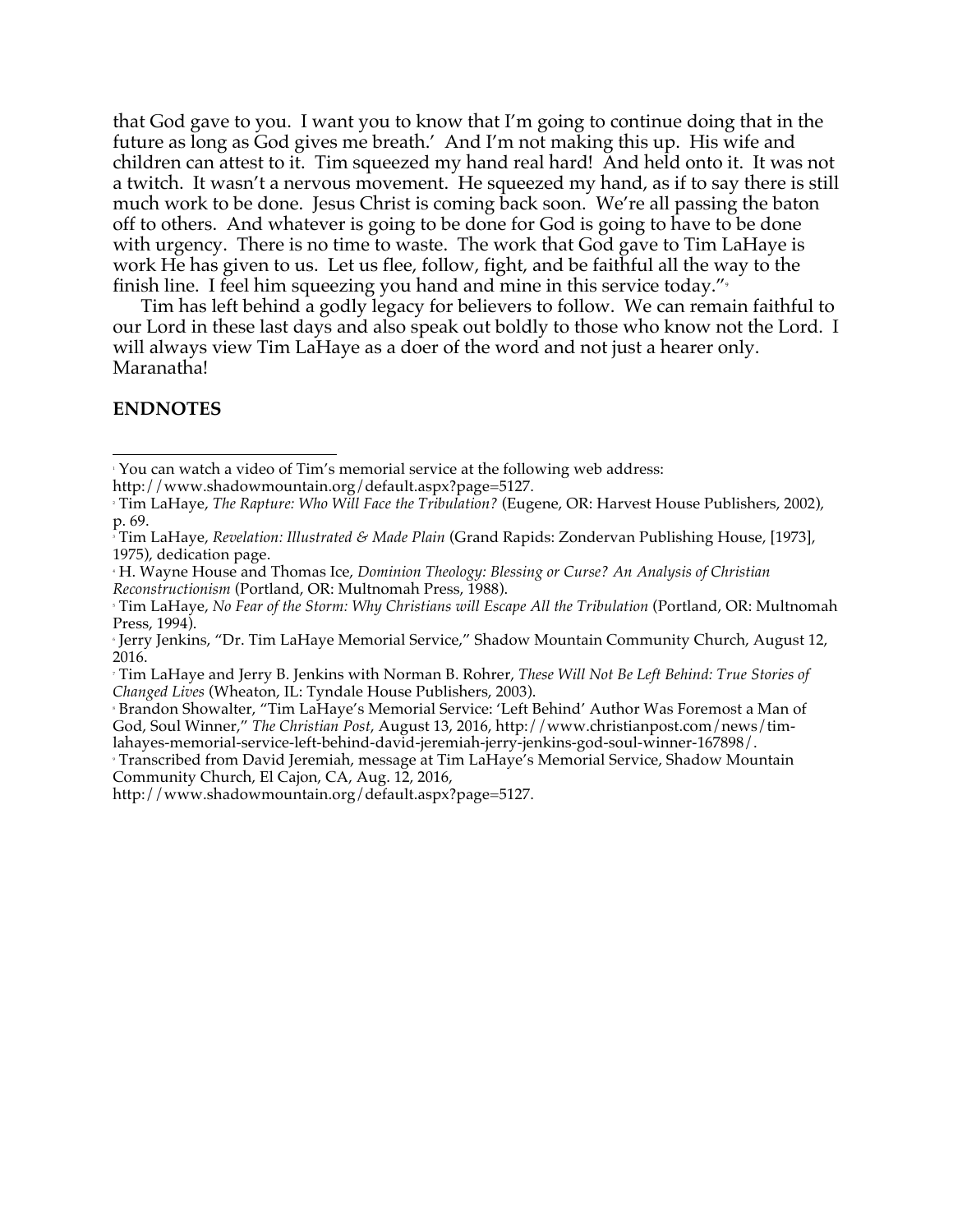that God gave to you. I want you to know that I'm going to continue doing that in the future as long as God gives me breath.' And I'm not making this up. His wife and children can attest to it. Tim squeezed my hand real hard! And held onto it. It was not a twitch. It wasn't a nervous movement. He squeezed my hand, as if to say there is still much work to be done. Jesus Christ is coming back soon. We're all passing the baton off to others. And whatever is going to be done for God is going to have to be done with urgency. There is no time to waste. The work that God gave to Tim LaHaye is work He has given to us. Let us flee, follow, fight, and be faithful all the way to the finish line. I feel him squeezing you hand and mine in this service today."[9]

Tim has left behind a godly legacy for believers to follow. We can remain faithful to our Lord in these last days and also speak out boldly to those who know not the Lord. I will always view Tim LaHaye as a doer of the word and not just a hearer only. Maranatha!

**ENDNOTES**

[1] You can watch a video of Tim's memorial service at the following web address: http://www.shadowmountain.org/default.aspx?page=5127.

[2] Tim LaHaye, *The Rapture: Who Will Face the Tribulation?* (Eugene, OR: Harvest House Publishers, 2002), p. 69.

[3] Tim LaHaye, *Revelation: Illustrated & Made Plain* (Grand Rapids: Zondervan Publishing House, [1973], 1975), dedication page.

[4] H. Wayne House and Thomas Ice, *Dominion Theology: Blessing or Curse? An Analysis of Christian Reconstructionism* (Portland, OR: Multnomah Press, 1988).

[5] Tim LaHaye, *No Fear of the Storm: Why Christians will Escape All the Tribulation* (Portland, OR: Multnomah Press, 1994).

[6] Jerry Jenkins, "Dr. Tim LaHaye Memorial Service," Shadow Mountain Community Church, August 12, 2016.

[7] Tim LaHaye and Jerry B. Jenkins with Norman B. Rohrer, *These Will Not Be Left Behind: True Stories of Changed Lives* (Wheaton, IL: Tyndale House Publishers, 2003).

[8] Brandon Showalter, "Tim LaHaye's Memorial Service: 'Left Behind' Author Was Foremost a Man of God, Soul Winner," *The Christian Post*, August 13, 2016, http://www.christianpost.com/news/tim-lahayes-memorial-service-left-behind-david-jeremiah-jerry-jenkins-god-soul-winner-167898/.

[9] Transcribed from David Jeremiah, message at Tim LaHaye's Memorial Service, Shadow Mountain Community Church, El Cajon, CA, Aug. 12, 2016, http://www.shadowmountain.org/default.aspx?page=5127.